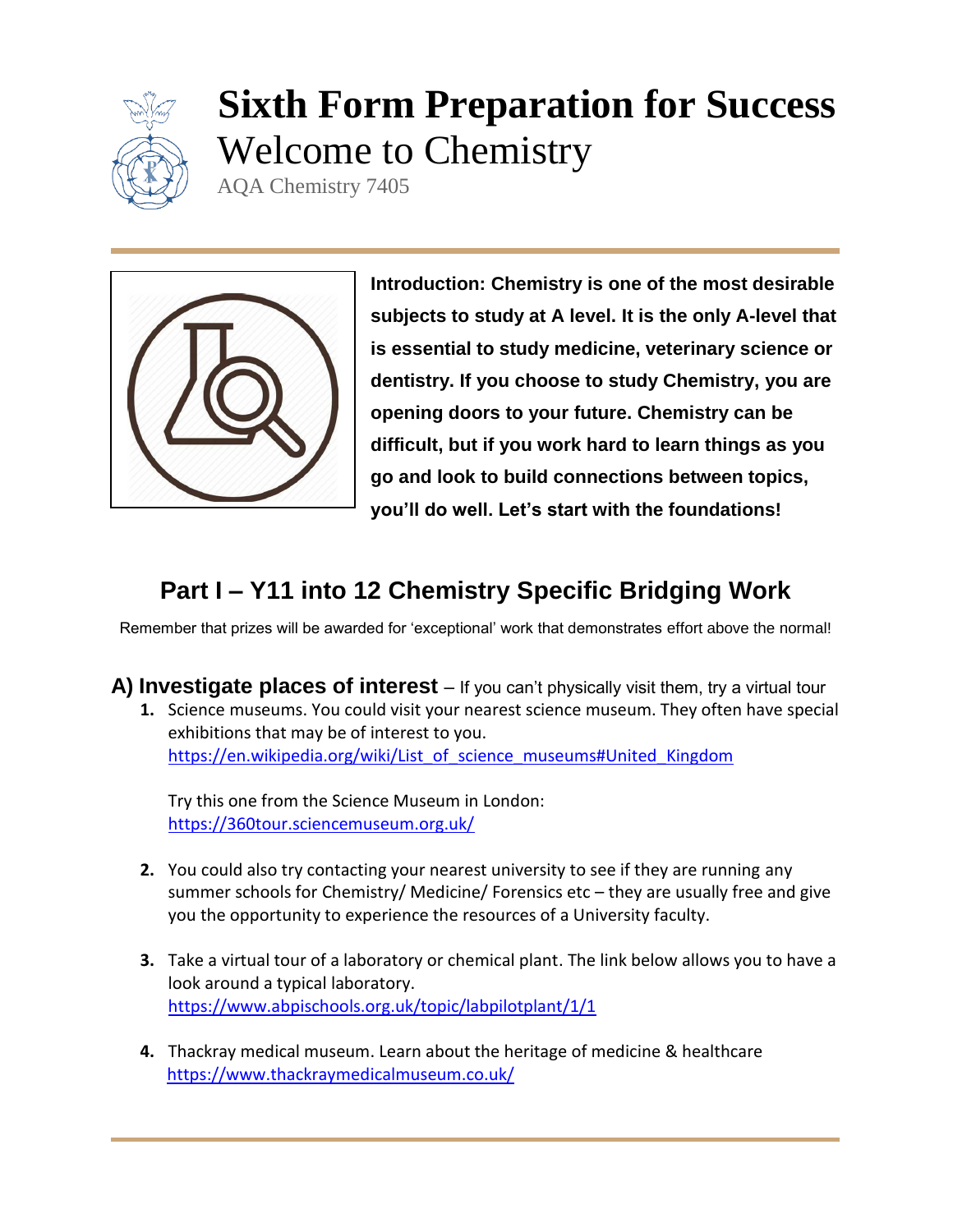# Sixth Form Preparation for Success

## Welcome to Chemistry

AQA Chemistry 7405

**Introduction: Chemistry is one of the most desirable subjects to study at A level. It is the only A-level that is essential to study medicine, veterinary science or dentistry. If you choose to study Chemistry, you are opening doors to your future. Chemistry can be difficult, but if you work hard to learn things as you go and look to build connections between topics, you'll do well. Let's start with the foundations!**

## Part I – Y11 into 12 Chemistry Specific Bridging Work

Remember that prizes will be awarded for 'exceptional' work that demonstrates effort above the normal!

### A) Investigate places of interest – If you can't physically visit them, try a virtual tour

1. Science museums. You could visit your nearest science museum. They often have special exhibitions that may be of interest to you.
   https://en.wikipedia.org/wiki/List_of_science_museums#United_Kingdom

   Try this one from the Science Museum in London:
   https://360tour.sciencemuseum.org.uk/

2. You could also try contacting your nearest university to see if they are running any summer schools for Chemistry/ Medicine/ Forensics etc – they are usually free and give you the opportunity to experience the resources of a University faculty.

3. Take a virtual tour of a laboratory or chemical plant. The link below allows you to have a look around a typical laboratory.
   https://www.abpischools.org.uk/topic/labpilotplant/1/1

4. Thackray medical museum. Learn about the heritage of medicine & healthcare
   https://www.thackraymedicalmuseum.co.uk/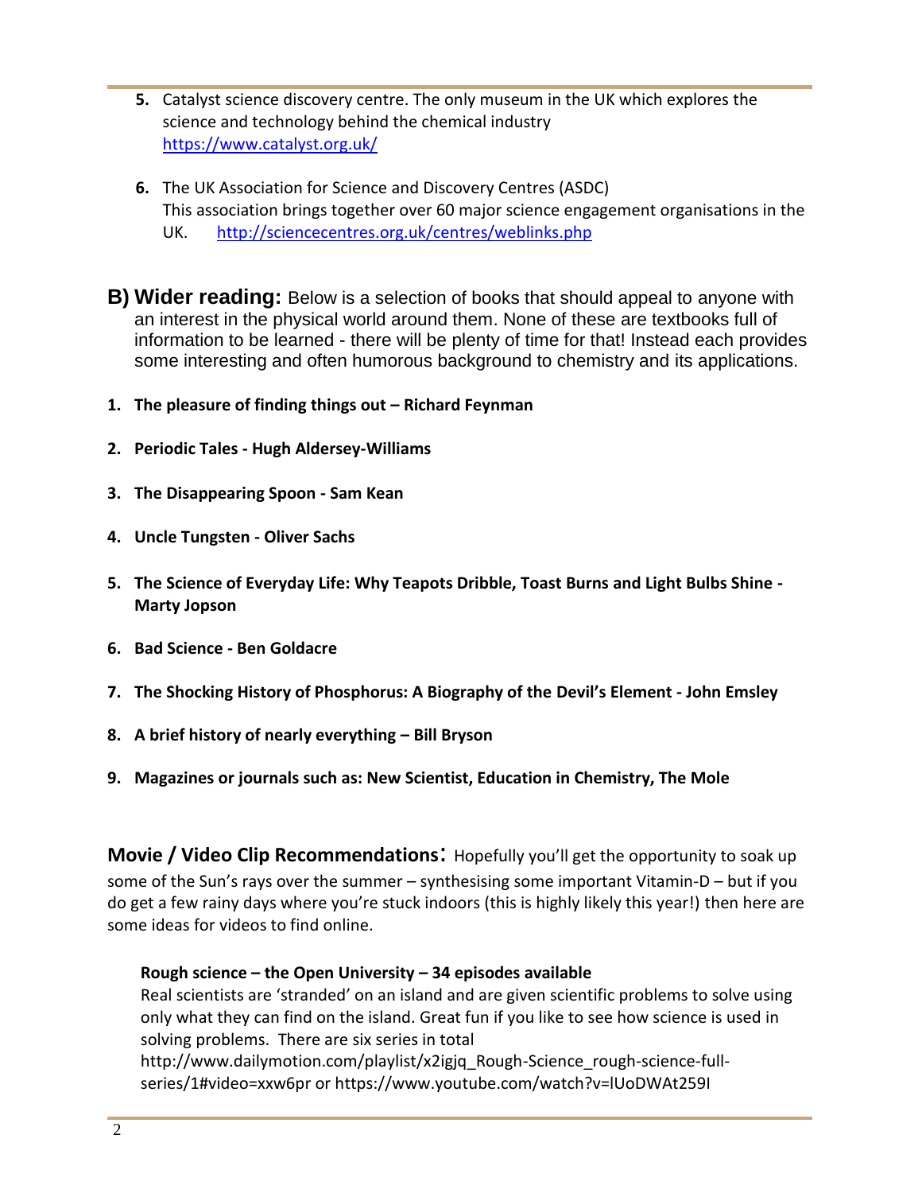5. Catalyst science discovery centre. The only museum in the UK which explores the science and technology behind the chemical industry https://www.catalyst.org.uk/

6. The UK Association for Science and Discovery Centres (ASDC) This association brings together over 60 major science engagement organisations in the UK. http://sciencecentres.org.uk/centres/weblinks.php

## B) Wider reading:

Below is a selection of books that should appeal to anyone with an interest in the physical world around them. None of these are textbooks full of information to be learned - there will be plenty of time for that! Instead each provides some interesting and often humorous background to chemistry and its applications.

1. **The pleasure of finding things out – Richard Feynman**
2. **Periodic Tales - Hugh Aldersey-Williams**
3. **The Disappearing Spoon - Sam Kean**
4. **Uncle Tungsten - Oliver Sachs**
5. **The Science of Everyday Life: Why Teapots Dribble, Toast Burns and Light Bulbs Shine - Marty Jopson**
6. **Bad Science - Ben Goldacre**
7. **The Shocking History of Phosphorus: A Biography of the Devil's Element - John Emsley**
8. **A brief history of nearly everything – Bill Bryson**
9. **Magazines or journals such as: New Scientist, Education in Chemistry, The Mole**

## Movie / Video Clip Recommendations:

Hopefully you'll get the opportunity to soak up some of the Sun's rays over the summer – synthesising some important Vitamin-D – but if you do get a few rainy days where you're stuck indoors (this is highly likely this year!) then here are some ideas for videos to find online.

**Rough science – the Open University – 34 episodes available**

Real scientists are 'stranded' on an island and are given scientific problems to solve using only what they can find on the island. Great fun if you like to see how science is used in solving problems. There are six series in total http://www.dailymotion.com/playlist/x2igjq_Rough-Science_rough-science-full-series/1#video=xxw6pr or https://www.youtube.com/watch?v=lUoDWAt259I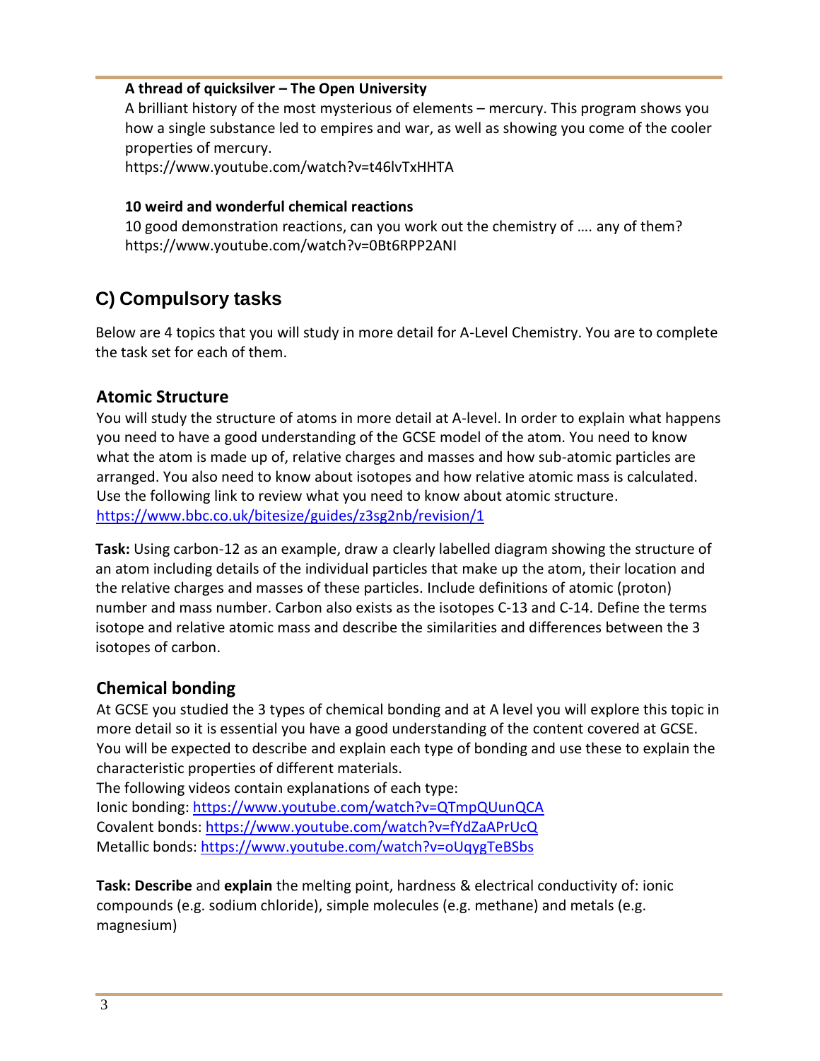**A thread of quicksilver – The Open University**

A brilliant history of the most mysterious of elements – mercury. This program shows you how a single substance led to empires and war, as well as showing you come of the cooler properties of mercury.

https://www.youtube.com/watch?v=t46lvTxHHTA

**10 weird and wonderful chemical reactions**

10 good demonstration reactions, can you work out the chemistry of …. any of them?

https://www.youtube.com/watch?v=0Bt6RPP2ANI

## C) Compulsory tasks

Below are 4 topics that you will study in more detail for A-Level Chemistry. You are to complete the task set for each of them.

### Atomic Structure

You will study the structure of atoms in more detail at A-level. In order to explain what happens you need to have a good understanding of the GCSE model of the atom. You need to know what the atom is made up of, relative charges and masses and how sub-atomic particles are arranged. You also need to know about isotopes and how relative atomic mass is calculated. Use the following link to review what you need to know about atomic structure.

https://www.bbc.co.uk/bitesize/guides/z3sg2nb/revision/1

**Task:** Using carbon-12 as an example, draw a clearly labelled diagram showing the structure of an atom including details of the individual particles that make up the atom, their location and the relative charges and masses of these particles. Include definitions of atomic (proton) number and mass number. Carbon also exists as the isotopes C-13 and C-14. Define the terms isotope and relative atomic mass and describe the similarities and differences between the 3 isotopes of carbon.

### Chemical bonding

At GCSE you studied the 3 types of chemical bonding and at A level you will explore this topic in more detail so it is essential you have a good understanding of the content covered at GCSE. You will be expected to describe and explain each type of bonding and use these to explain the characteristic properties of different materials.

The following videos contain explanations of each type:

Ionic bonding: https://www.youtube.com/watch?v=QTmpQUunQCA

Covalent bonds: https://www.youtube.com/watch?v=fYdZaAPrUcQ

Metallic bonds: https://www.youtube.com/watch?v=oUqygTeBSbs

**Task: Describe** and **explain** the melting point, hardness & electrical conductivity of: ionic compounds (e.g. sodium chloride), simple molecules (e.g. methane) and metals (e.g. magnesium)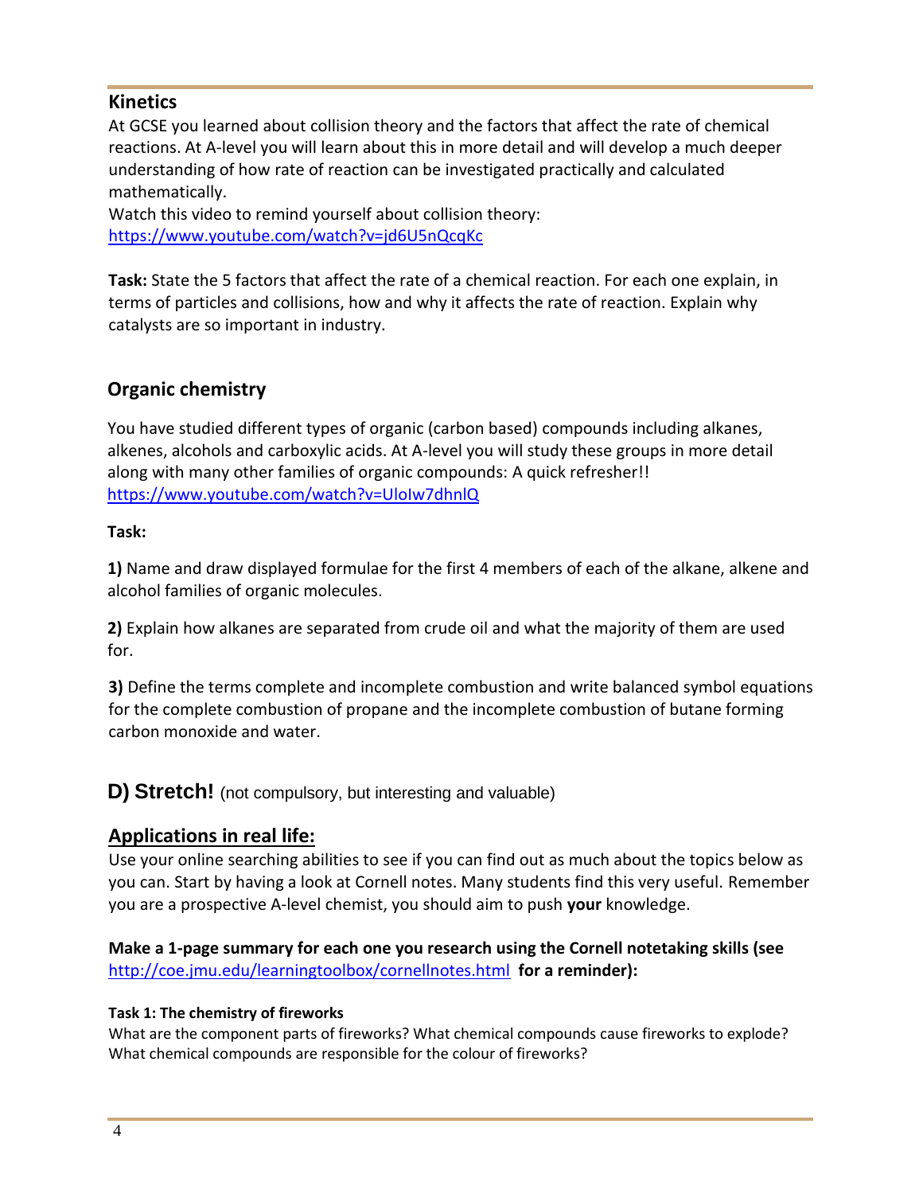## Kinetics

At GCSE you learned about collision theory and the factors that affect the rate of chemical reactions. At A-level you will learn about this in more detail and will develop a much deeper understanding of how rate of reaction can be investigated practically and calculated mathematically.

Watch this video to remind yourself about collision theory:
https://www.youtube.com/watch?v=jd6U5nQcqKc

**Task:** State the 5 factors that affect the rate of a chemical reaction. For each one explain, in terms of particles and collisions, how and why it affects the rate of reaction. Explain why catalysts are so important in industry.

## Organic chemistry

You have studied different types of organic (carbon based) compounds including alkanes, alkenes, alcohols and carboxylic acids. At A-level you will study these groups in more detail along with many other families of organic compounds: A quick refresher!!
https://www.youtube.com/watch?v=UloIw7dhnlQ

**Task:**

**1)** Name and draw displayed formulae for the first 4 members of each of the alkane, alkene and alcohol families of organic molecules.

**2)** Explain how alkanes are separated from crude oil and what the majority of them are used for.

**3)** Define the terms complete and incomplete combustion and write balanced symbol equations for the complete combustion of propane and the incomplete combustion of butane forming carbon monoxide and water.

# D) Stretch! (not compulsory, but interesting and valuable)

## Applications in real life:

Use your online searching abilities to see if you can find out as much about the topics below as you can. Start by having a look at Cornell notes. Many students find this very useful. Remember you are a prospective A-level chemist, you should aim to push **your** knowledge.

**Make a 1-page summary for each one you research using the Cornell notetaking skills (see http://coe.jmu.edu/learningtoolbox/cornellnotes.html for a reminder):**

#### Task 1: The chemistry of fireworks

What are the component parts of fireworks? What chemical compounds cause fireworks to explode? What chemical compounds are responsible for the colour of fireworks?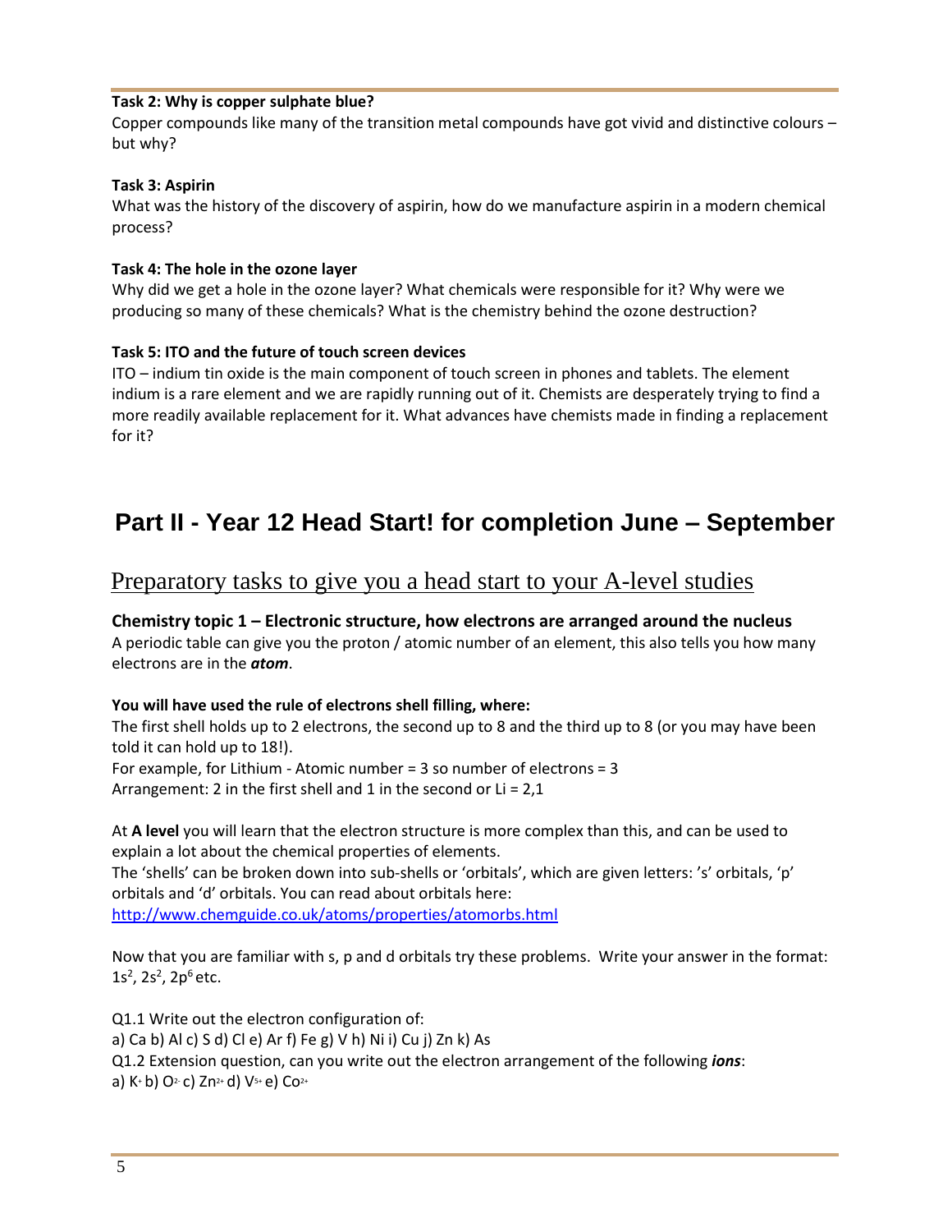**Task 2: Why is copper sulphate blue?**

Copper compounds like many of the transition metal compounds have got vivid and distinctive colours – but why?

**Task 3: Aspirin**

What was the history of the discovery of aspirin, how do we manufacture aspirin in a modern chemical process?

**Task 4: The hole in the ozone layer**

Why did we get a hole in the ozone layer? What chemicals were responsible for it? Why were we producing so many of these chemicals? What is the chemistry behind the ozone destruction?

**Task 5: ITO and the future of touch screen devices**

ITO – indium tin oxide is the main component of touch screen in phones and tablets. The element indium is a rare element and we are rapidly running out of it. Chemists are desperately trying to find a more readily available replacement for it. What advances have chemists made in finding a replacement for it?

# Part II - Year 12 Head Start! for completion June – September

## Preparatory tasks to give you a head start to your A-level studies

### Chemistry topic 1 – Electronic structure, how electrons are arranged around the nucleus

A periodic table can give you the proton / atomic number of an element, this also tells you how many electrons are in the ***atom***.

**You will have used the rule of electrons shell filling, where:**

The first shell holds up to 2 electrons, the second up to 8 and the third up to 8 (or you may have been told it can hold up to 18!).

For example, for Lithium - Atomic number = 3 so number of electrons = 3

Arrangement: 2 in the first shell and 1 in the second or Li = 2,1

At **A level** you will learn that the electron structure is more complex than this, and can be used to explain a lot about the chemical properties of elements.

The 'shells' can be broken down into sub-shells or 'orbitals', which are given letters: 's' orbitals, 'p' orbitals and 'd' orbitals. You can read about orbitals here:

http://www.chemguide.co.uk/atoms/properties/atomorbs.html

Now that you are familiar with s, p and d orbitals try these problems. Write your answer in the format: $1s^2$, $2s^2$, $2p^6$ etc.

Q1.1 Write out the electron configuration of:

a) Ca b) Al c) S d) Cl e) Ar f) Fe g) V h) Ni i) Cu j) Zn k) As

Q1.2 Extension question, can you write out the electron arrangement of the following ***ions***:

a) $K^{+}$ b) $O^{2-}$ c) $Zn^{2+}$ d) $V^{5+}$ e) $Co^{2+}$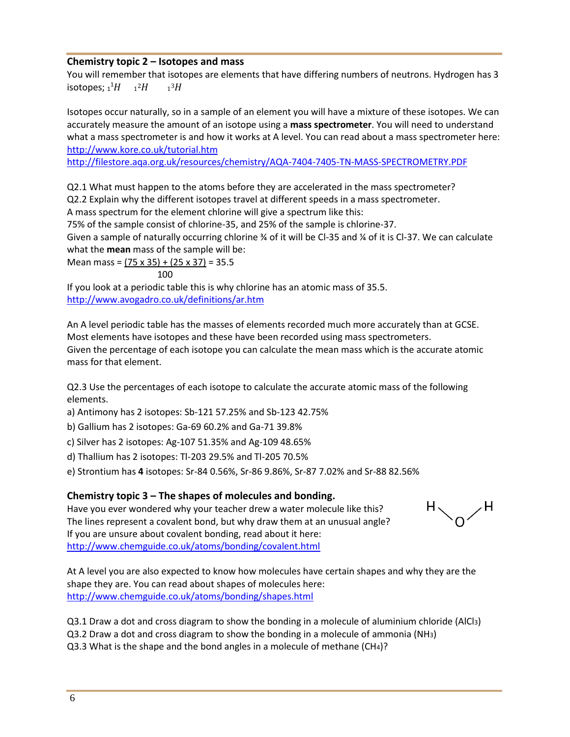## Chemistry topic 2 – Isotopes and mass

You will remember that isotopes are elements that have differing numbers of neutrons. Hydrogen has 3 isotopes; ${}_1^1H$ ${}_1^2H$ ${}_1^3H$

Isotopes occur naturally, so in a sample of an element you will have a mixture of these isotopes. We can accurately measure the amount of an isotope using a **mass spectrometer**. You will need to understand what a mass spectrometer is and how it works at A level. You can read about a mass spectrometer here:
http://www.kore.co.uk/tutorial.htm
http://filestore.aqa.org.uk/resources/chemistry/AQA-7404-7405-TN-MASS-SPECTROMETRY.PDF

Q2.1 What must happen to the atoms before they are accelerated in the mass spectrometer?
Q2.2 Explain why the different isotopes travel at different speeds in a mass spectrometer.
A mass spectrum for the element chlorine will give a spectrum like this:
75% of the sample consist of chlorine-35, and 25% of the sample is chlorine-37.
Given a sample of naturally occurring chlorine ¾ of it will be Cl-35 and ¼ of it is Cl-37. We can calculate what the **mean** mass of the sample will be:

$$\text{Mean mass} = \frac{(75 \times 35) + (25 \times 37)}{100} = 35.5$$

If you look at a periodic table this is why chlorine has an atomic mass of 35.5.
http://www.avogadro.co.uk/definitions/ar.htm

An A level periodic table has the masses of elements recorded much more accurately than at GCSE. Most elements have isotopes and these have been recorded using mass spectrometers.
Given the percentage of each isotope you can calculate the mean mass which is the accurate atomic mass for that element.

Q2.3 Use the percentages of each isotope to calculate the accurate atomic mass of the following elements.

a) Antimony has 2 isotopes: Sb-121 57.25% and Sb-123 42.75%
b) Gallium has 2 isotopes: Ga-69 60.2% and Ga-71 39.8%
c) Silver has 2 isotopes: Ag-107 51.35% and Ag-109 48.65%
d) Thallium has 2 isotopes: Tl-203 29.5% and Tl-205 70.5%
e) Strontium has **4** isotopes: Sr-84 0.56%, Sr-86 9.86%, Sr-87 7.02% and Sr-88 82.56%

## Chemistry topic 3 – The shapes of molecules and bonding.

Have you ever wondered why your teacher drew a water molecule like this?
The lines represent a covalent bond, but why draw them at an unusual angle?
If you are unsure about covalent bonding, read about it here:
http://www.chemguide.co.uk/atoms/bonding/covalent.html

At A level you are also expected to know how molecules have certain shapes and why they are the shape they are. You can read about shapes of molecules here:
http://www.chemguide.co.uk/atoms/bonding/shapes.html

Q3.1 Draw a dot and cross diagram to show the bonding in a molecule of aluminium chloride ($AlCl_3$)
Q3.2 Draw a dot and cross diagram to show the bonding in a molecule of ammonia ($NH_3$)
Q3.3 What is the shape and the bond angles in a molecule of methane ($CH_4$)?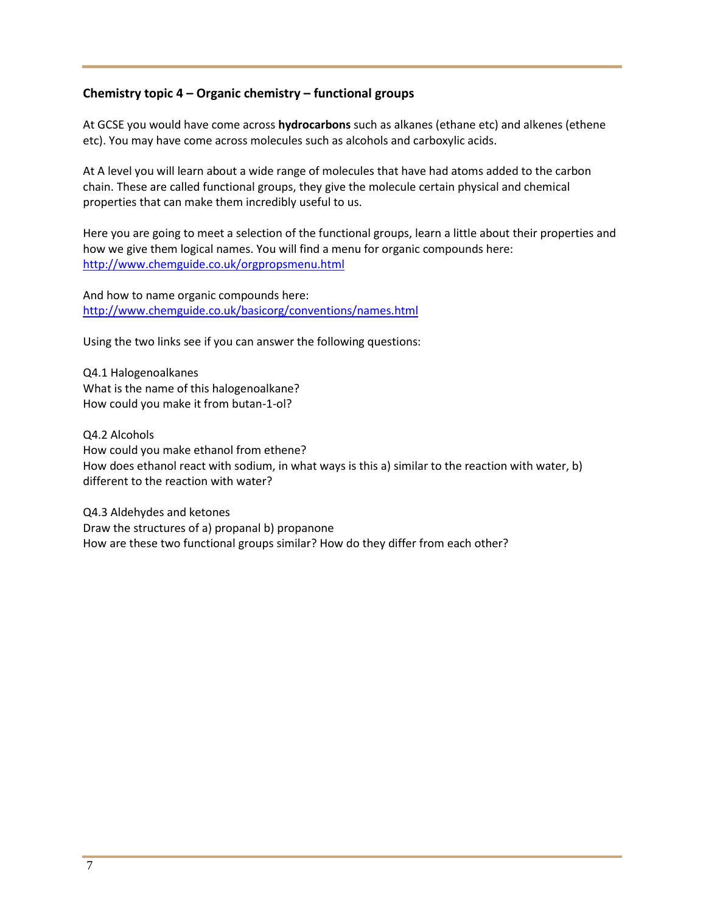### Chemistry topic 4 – Organic chemistry – functional groups

At GCSE you would have come across **hydrocarbons** such as alkanes (ethane etc) and alkenes (ethene etc). You may have come across molecules such as alcohols and carboxylic acids.

At A level you will learn about a wide range of molecules that have had atoms added to the carbon chain. These are called functional groups, they give the molecule certain physical and chemical properties that can make them incredibly useful to us.

Here you are going to meet a selection of the functional groups, learn a little about their properties and how we give them logical names. You will find a menu for organic compounds here: [http://www.chemguide.co.uk/orgpropsmenu.html](http://www.chemguide.co.uk/orgpropsmenu.html)

And how to name organic compounds here:
[http://www.chemguide.co.uk/basicorg/conventions/names.html](http://www.chemguide.co.uk/basicorg/conventions/names.html)

Using the two links see if you can answer the following questions:

Q4.1 Halogenoalkanes
What is the name of this halogenoalkane?
How could you make it from butan-1-ol?

Q4.2 Alcohols
How could you make ethanol from ethene?
How does ethanol react with sodium, in what ways is this a) similar to the reaction with water, b) different to the reaction with water?

Q4.3 Aldehydes and ketones
Draw the structures of a) propanal b) propanone
How are these two functional groups similar? How do they differ from each other?